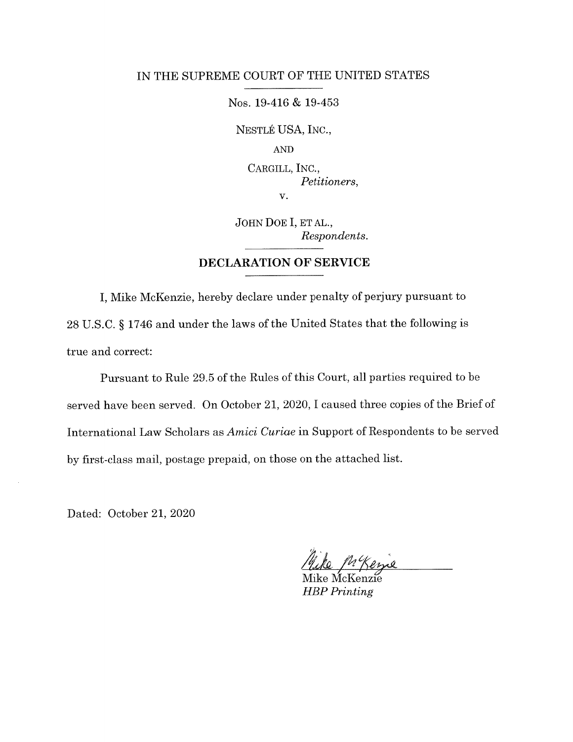IN THE SUPREME COURT OF THE UNITED STATES

Nos. 19-416 & 19-453

NESTLÉ USA, INC.,

AND

CARGILL, INC.,
*Petitioners*,

v.

JOHN DOE I, ET AL.,
*Respondents*.

## DECLARATION OF SERVICE

I, Mike McKenzie, hereby declare under penalty of perjury pursuant to 28 U.S.C. § 1746 and under the laws of the United States that the following is true and correct:

Pursuant to Rule 29.5 of the Rules of this Court, all parties required to be served have been served. On October 21, 2020, I caused three copies of the Brief of International Law Scholars as *Amici Curiae* in Support of Respondents to be served by first-class mail, postage prepaid, on those on the attached list.

Dated: October 21, 2020

Mike McKenzie
*HBP Printing*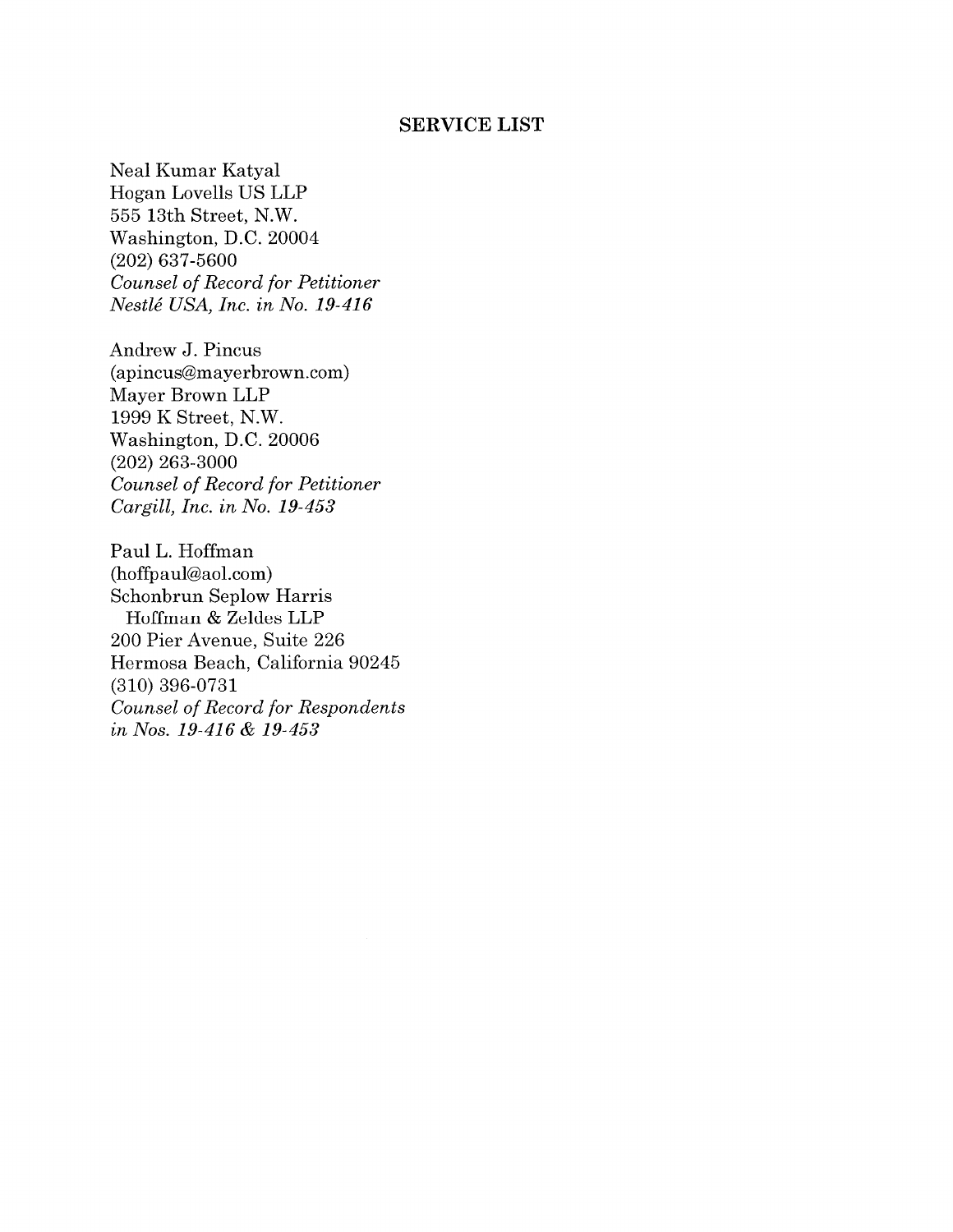## SERVICE LIST

Neal Kumar Katyal
Hogan Lovells US LLP
555 13th Street, N.W.
Washington, D.C. 20004
(202) 637-5600
*Counsel of Record for Petitioner Nestlé USA, Inc. in No. 19-416*

Andrew J. Pincus
(apincus@mayerbrown.com)
Mayer Brown LLP
1999 K Street, N.W.
Washington, D.C. 20006
(202) 263-3000
*Counsel of Record for Petitioner Cargill, Inc. in No. 19-453*

Paul L. Hoffman
(hoffpaul@aol.com)
Schonbrun Seplow Harris Hoffman & Zeldes LLP
200 Pier Avenue, Suite 226
Hermosa Beach, California 90245
(310) 396-0731
*Counsel of Record for Respondents in Nos. 19-416 & 19-453*